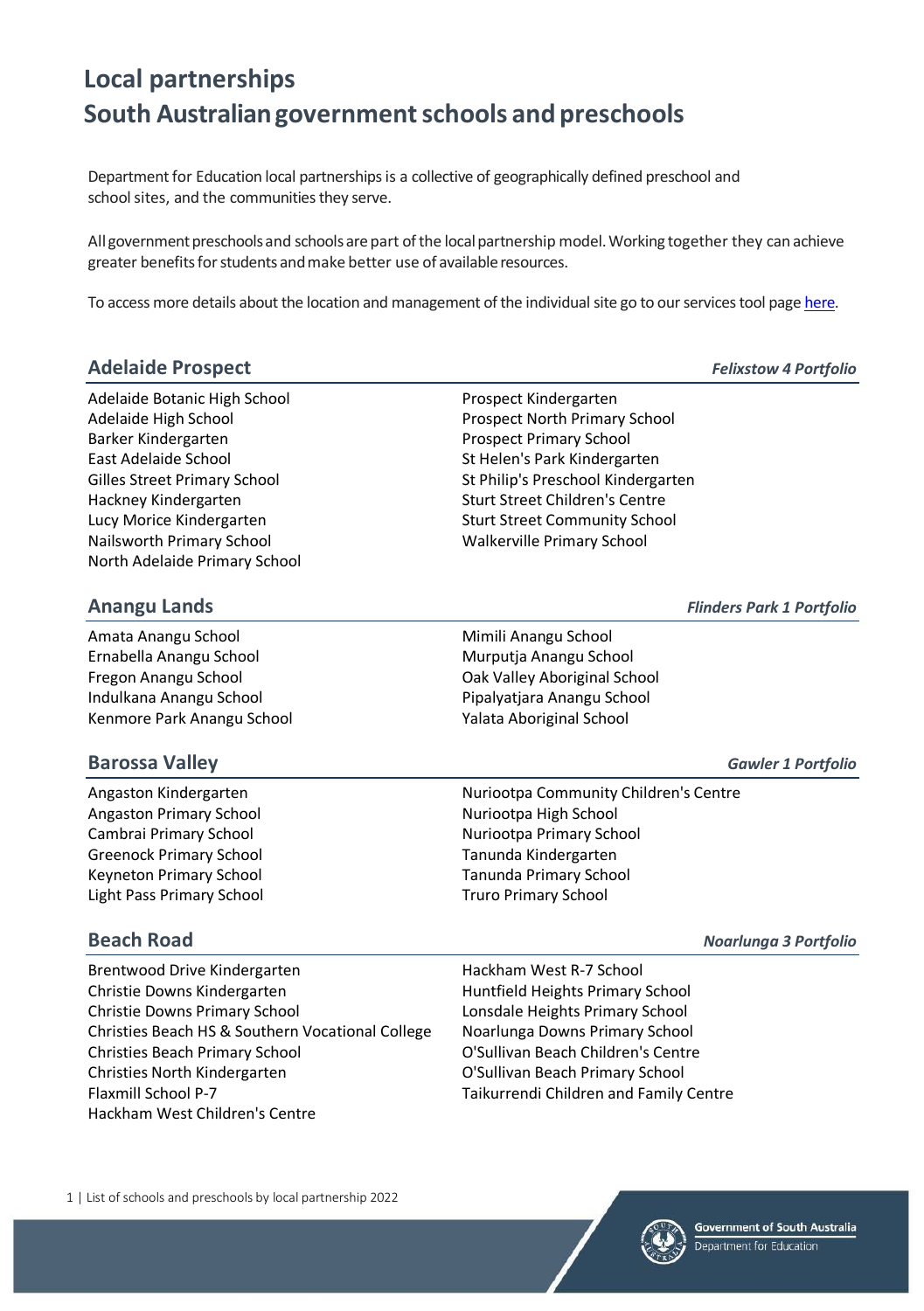# Local partnerships
# South Australian government schools and preschools

Department for Education local partnerships is a collective of geographically defined preschool and school sites, and the communities they serve.

All government preschools and schools are part of the local partnership model. Working together they can achieve greater benefits for students and make better use of available resources.

To access more details about the location and management of the individual site go to our services tool page [here](here).

## Adelaide Prospect

***Felixstow 4 Portfolio***

Adelaide Botanic High School
Adelaide High School
Barker Kindergarten
East Adelaide School
Gilles Street Primary School
Hackney Kindergarten
Lucy Morice Kindergarten
Nailsworth Primary School
North Adelaide Primary School
Prospect Kindergarten
Prospect North Primary School
Prospect Primary School
St Helen's Park Kindergarten
St Philip's Preschool Kindergarten
Sturt Street Children's Centre
Sturt Street Community School
Walkerville Primary School

## Anangu Lands

***Flinders Park 1 Portfolio***

Amata Anangu School
Ernabella Anangu School
Fregon Anangu School
Indulkana Anangu School
Kenmore Park Anangu School
Mimili Anangu School
Murputja Anangu School
Oak Valley Aboriginal School
Pipalyatjara Anangu School
Yalata Aboriginal School

## Barossa Valley

***Gawler 1 Portfolio***

Angaston Kindergarten
Angaston Primary School
Cambrai Primary School
Greenock Primary School
Keyneton Primary School
Light Pass Primary School
Nuriootpa Community Children's Centre
Nuriootpa High School
Nuriootpa Primary School
Tanunda Kindergarten
Tanunda Primary School
Truro Primary School

## Beach Road

***Noarlunga 3 Portfolio***

Brentwood Drive Kindergarten
Christie Downs Kindergarten
Christie Downs Primary School
Christies Beach HS & Southern Vocational College
Christies Beach Primary School
Christies North Kindergarten
Flaxmill School P-7
Hackham West Children's Centre
Hackham West R-7 School
Huntfield Heights Primary School
Lonsdale Heights Primary School
Noarlunga Downs Primary School
O'Sullivan Beach Children's Centre
O'Sullivan Beach Primary School
Taikurrendi Children and Family Centre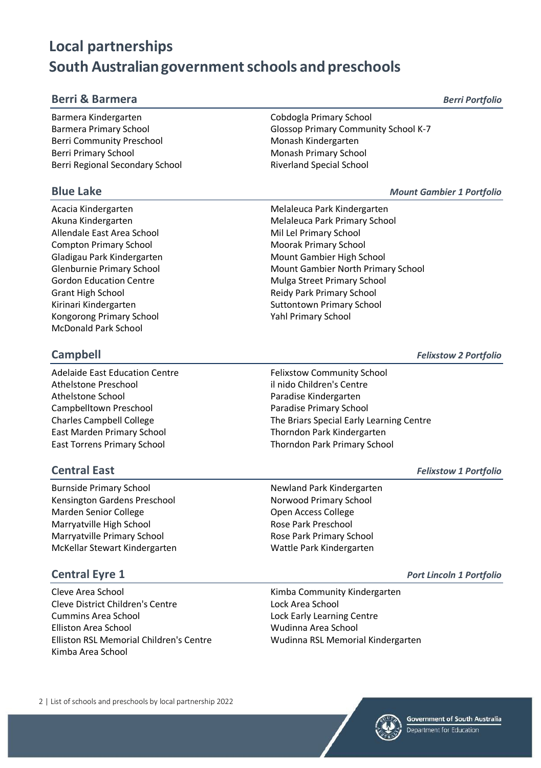# Local partnerships
# South Australian government schools and preschools

## Berri & Barmera

*Berri Portfolio*

Barmera Kindergarten
Barmera Primary School
Berri Community Preschool
Berri Primary School
Berri Regional Secondary School
Cobdogla Primary School
Glossop Primary Community School K-7
Monash Kindergarten
Monash Primary School
Riverland Special School

## Blue Lake

*Mount Gambier 1 Portfolio*

Acacia Kindergarten
Akuna Kindergarten
Allendale East Area School
Compton Primary School
Gladigau Park Kindergarten
Glenburnie Primary School
Gordon Education Centre
Grant High School
Kirinari Kindergarten
Kongorong Primary School
McDonald Park School
Melaleuca Park Kindergarten
Melaleuca Park Primary School
Mil Lel Primary School
Moorak Primary School
Mount Gambier High School
Mount Gambier North Primary School
Mulga Street Primary School
Reidy Park Primary School
Suttontown Primary School
Yahl Primary School

## Campbell

*Felixstow 2 Portfolio*

Adelaide East Education Centre
Athelstone Preschool
Athelstone School
Campbelltown Preschool
Charles Campbell College
East Marden Primary School
East Torrens Primary School
Felixstow Community School
il nido Children's Centre
Paradise Kindergarten
Paradise Primary School
The Briars Special Early Learning Centre
Thorndon Park Kindergarten
Thorndon Park Primary School

## Central East

*Felixstow 1 Portfolio*

Burnside Primary School
Kensington Gardens Preschool
Marden Senior College
Marryatville High School
Marryatville Primary School
McKellar Stewart Kindergarten
Newland Park Kindergarten
Norwood Primary School
Open Access College
Rose Park Preschool
Rose Park Primary School
Wattle Park Kindergarten

## Central Eyre 1

*Port Lincoln 1 Portfolio*

Cleve Area School
Cleve District Children's Centre
Cummins Area School
Elliston Area School
Elliston RSL Memorial Children's Centre
Kimba Area School
Kimba Community Kindergarten
Lock Area School
Lock Early Learning Centre
Wudinna Area School
Wudinna RSL Memorial Kindergarten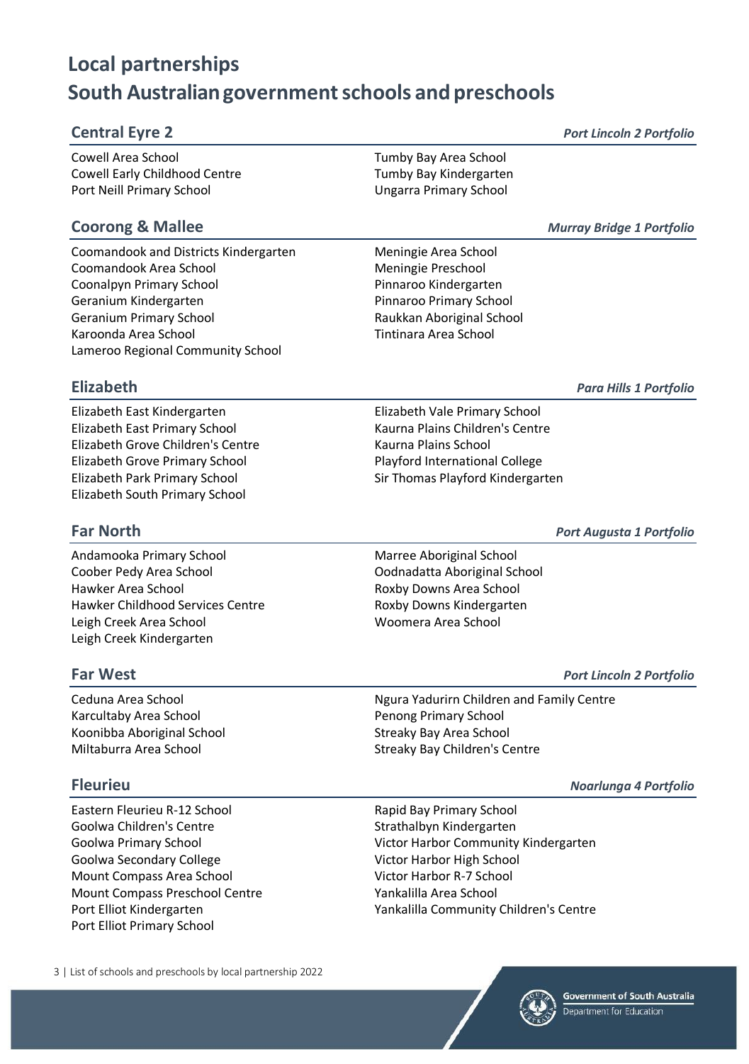# Local partnerships
# South Australian government schools and preschools

## Central Eyre 2

*Port Lincoln 2 Portfolio*

- Cowell Area School
- Cowell Early Childhood Centre
- Port Neill Primary School
- Tumby Bay Area School
- Tumby Bay Kindergarten
- Ungarra Primary School

## Coorong & Mallee

*Murray Bridge 1 Portfolio*

- Coomandook and Districts Kindergarten
- Coomandook Area School
- Coonalpyn Primary School
- Geranium Kindergarten
- Geranium Primary School
- Karoonda Area School
- Lameroo Regional Community School
- Meningie Area School
- Meningie Preschool
- Pinnaroo Kindergarten
- Pinnaroo Primary School
- Raukkan Aboriginal School
- Tintinara Area School

## Elizabeth

*Para Hills 1 Portfolio*

- Elizabeth East Kindergarten
- Elizabeth East Primary School
- Elizabeth Grove Children's Centre
- Elizabeth Grove Primary School
- Elizabeth Park Primary School
- Elizabeth South Primary School
- Elizabeth Vale Primary School
- Kaurna Plains Children's Centre
- Kaurna Plains School
- Playford International College
- Sir Thomas Playford Kindergarten

## Far North

*Port Augusta 1 Portfolio*

- Andamooka Primary School
- Coober Pedy Area School
- Hawker Area School
- Hawker Childhood Services Centre
- Leigh Creek Area School
- Leigh Creek Kindergarten
- Marree Aboriginal School
- Oodnadatta Aboriginal School
- Roxby Downs Area School
- Roxby Downs Kindergarten
- Woomera Area School

## Far West

*Port Lincoln 2 Portfolio*

- Ceduna Area School
- Karcultaby Area School
- Koonibba Aboriginal School
- Miltaburra Area School
- Ngura Yadurirn Children and Family Centre
- Penong Primary School
- Streaky Bay Area School
- Streaky Bay Children's Centre

## Fleurieu

*Noarlunga 4 Portfolio*

- Eastern Fleurieu R-12 School
- Goolwa Children's Centre
- Goolwa Primary School
- Goolwa Secondary College
- Mount Compass Area School
- Mount Compass Preschool Centre
- Port Elliot Kindergarten
- Port Elliot Primary School
- Rapid Bay Primary School
- Strathalbyn Kindergarten
- Victor Harbor Community Kindergarten
- Victor Harbor High School
- Victor Harbor R-7 School
- Yankalilla Area School
- Yankalilla Community Children's Centre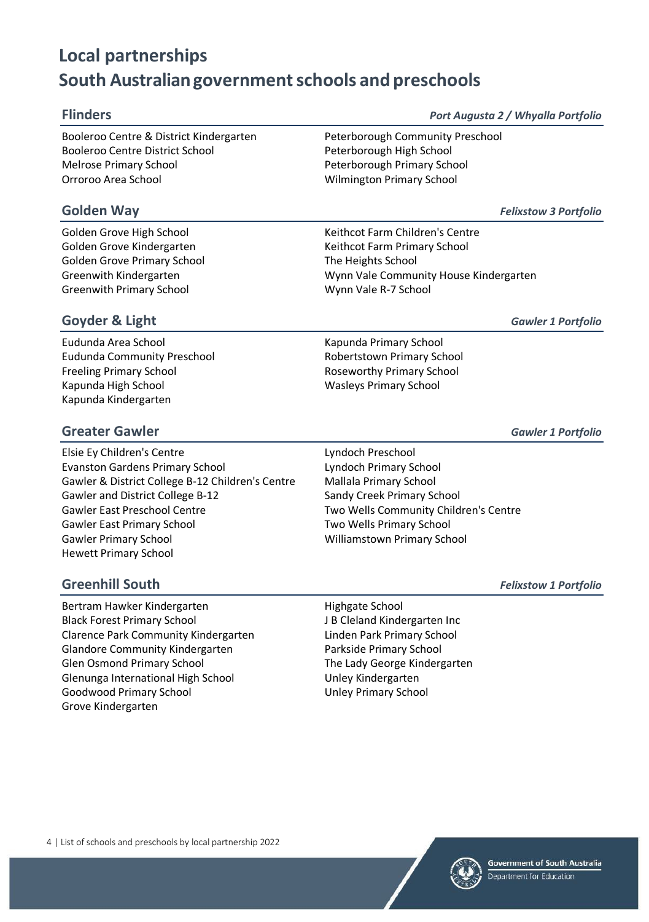# Local partnerships
# South Australian government schools and preschools

## Flinders

*Port Augusta 2 / Whyalla Portfolio*

Booleroo Centre & District Kindergarten
Booleroo Centre District School
Melrose Primary School
Orroroo Area School
Peterborough Community Preschool
Peterborough High School
Peterborough Primary School
Wilmington Primary School

## Golden Way

*Felixstow 3 Portfolio*

Golden Grove High School
Golden Grove Kindergarten
Golden Grove Primary School
Greenwith Kindergarten
Greenwith Primary School
Keithcot Farm Children's Centre
Keithcot Farm Primary School
The Heights School
Wynn Vale Community House Kindergarten
Wynn Vale R-7 School

## Goyder & Light

*Gawler 1 Portfolio*

Eudunda Area School
Eudunda Community Preschool
Freeling Primary School
Kapunda High School
Kapunda Kindergarten
Kapunda Primary School
Robertstown Primary School
Roseworthy Primary School
Wasleys Primary School

## Greater Gawler

*Gawler 1 Portfolio*

Elsie Ey Children's Centre
Evanston Gardens Primary School
Gawler & District College B-12 Children's Centre
Gawler and District College B-12
Gawler East Preschool Centre
Gawler East Primary School
Gawler Primary School
Hewett Primary School
Lyndoch Preschool
Lyndoch Primary School
Mallala Primary School
Sandy Creek Primary School
Two Wells Community Children's Centre
Two Wells Primary School
Williamstown Primary School

## Greenhill South

*Felixstow 1 Portfolio*

Bertram Hawker Kindergarten
Black Forest Primary School
Clarence Park Community Kindergarten
Glandore Community Kindergarten
Glen Osmond Primary School
Glenunga International High School
Goodwood Primary School
Grove Kindergarten
Highgate School
J B Cleland Kindergarten Inc
Linden Park Primary School
Parkside Primary School
The Lady George Kindergarten
Unley Kindergarten
Unley Primary School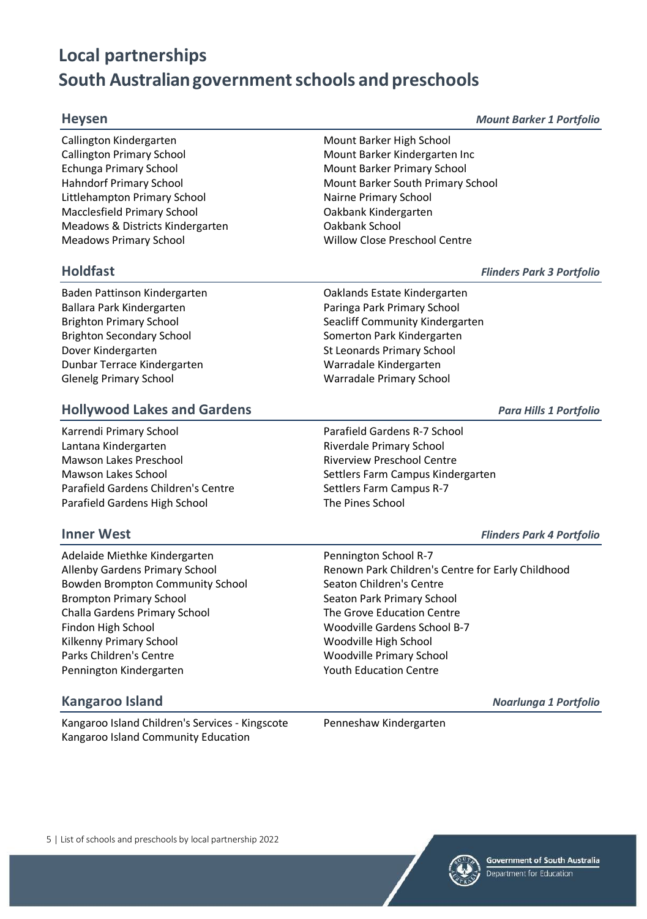# Local partnerships
# South Australian government schools and preschools

## Heysen

*Mount Barker 1 Portfolio*

- Callington Kindergarten
- Callington Primary School
- Echunga Primary School
- Hahndorf Primary School
- Littlehampton Primary School
- Macclesfield Primary School
- Meadows & Districts Kindergarten
- Meadows Primary School
- Mount Barker High School
- Mount Barker Kindergarten Inc
- Mount Barker Primary School
- Mount Barker South Primary School
- Nairne Primary School
- Oakbank Kindergarten
- Oakbank School
- Willow Close Preschool Centre

## Holdfast

*Flinders Park 3 Portfolio*

- Baden Pattinson Kindergarten
- Ballara Park Kindergarten
- Brighton Primary School
- Brighton Secondary School
- Dover Kindergarten
- Dunbar Terrace Kindergarten
- Glenelg Primary School
- Oaklands Estate Kindergarten
- Paringa Park Primary School
- Seacliff Community Kindergarten
- Somerton Park Kindergarten
- St Leonards Primary School
- Warradale Kindergarten
- Warradale Primary School

## Hollywood Lakes and Gardens

*Para Hills 1 Portfolio*

- Karrendi Primary School
- Lantana Kindergarten
- Mawson Lakes Preschool
- Mawson Lakes School
- Parafield Gardens Children's Centre
- Parafield Gardens High School
- Parafield Gardens R-7 School
- Riverdale Primary School
- Riverview Preschool Centre
- Settlers Farm Campus Kindergarten
- Settlers Farm Campus R-7
- The Pines School

## Inner West

*Flinders Park 4 Portfolio*

- Adelaide Miethke Kindergarten
- Allenby Gardens Primary School
- Bowden Brompton Community School
- Brompton Primary School
- Challa Gardens Primary School
- Findon High School
- Kilkenny Primary School
- Parks Children's Centre
- Pennington Kindergarten
- Pennington School R-7
- Renown Park Children's Centre for Early Childhood
- Seaton Children's Centre
- Seaton Park Primary School
- The Grove Education Centre
- Woodville Gardens School B-7
- Woodville High School
- Woodville Primary School
- Youth Education Centre

## Kangaroo Island

*Noarlunga 1 Portfolio*

- Kangaroo Island Children's Services - Kingscote
- Kangaroo Island Community Education
- Penneshaw Kindergarten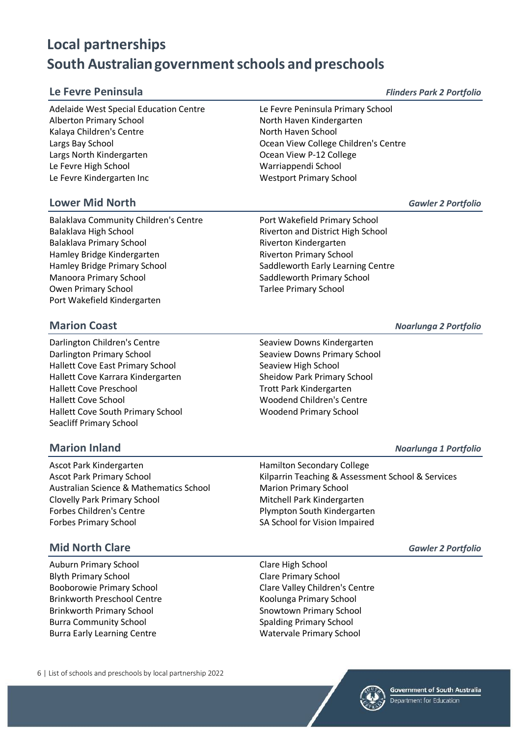# Local partnerships
# South Australian government schools and preschools

## Le Fevre Peninsula

*Flinders Park 2 Portfolio*

Adelaide West Special Education Centre
Alberton Primary School
Kalaya Children's Centre
Largs Bay School
Largs North Kindergarten
Le Fevre High School
Le Fevre Kindergarten Inc
Le Fevre Peninsula Primary School
North Haven Kindergarten
North Haven School
Ocean View College Children's Centre
Ocean View P-12 College
Warriappendi School
Westport Primary School

## Lower Mid North

*Gawler 2 Portfolio*

Balaklava Community Children's Centre
Balaklava High School
Balaklava Primary School
Hamley Bridge Kindergarten
Hamley Bridge Primary School
Manoora Primary School
Owen Primary School
Port Wakefield Kindergarten
Port Wakefield Primary School
Riverton and District High School
Riverton Kindergarten
Riverton Primary School
Saddleworth Early Learning Centre
Saddleworth Primary School
Tarlee Primary School

## Marion Coast

*Noarlunga 2 Portfolio*

Darlington Children's Centre
Darlington Primary School
Hallett Cove East Primary School
Hallett Cove Karrara Kindergarten
Hallett Cove Preschool
Hallett Cove School
Hallett Cove South Primary School
Seacliff Primary School
Seaview Downs Kindergarten
Seaview Downs Primary School
Seaview High School
Sheidow Park Primary School
Trott Park Kindergarten
Woodend Children's Centre
Woodend Primary School

## Marion Inland

*Noarlunga 1 Portfolio*

Ascot Park Kindergarten
Ascot Park Primary School
Australian Science & Mathematics School
Clovelly Park Primary School
Forbes Children's Centre
Forbes Primary School
Hamilton Secondary College
Kilparrin Teaching & Assessment School & Services
Marion Primary School
Mitchell Park Kindergarten
Plympton South Kindergarten
SA School for Vision Impaired

## Mid North Clare

*Gawler 2 Portfolio*

Auburn Primary School
Blyth Primary School
Booborowie Primary School
Brinkworth Preschool Centre
Brinkworth Primary School
Burra Community School
Burra Early Learning Centre
Clare High School
Clare Primary School
Clare Valley Children's Centre
Koolunga Primary School
Snowtown Primary School
Spalding Primary School
Watervale Primary School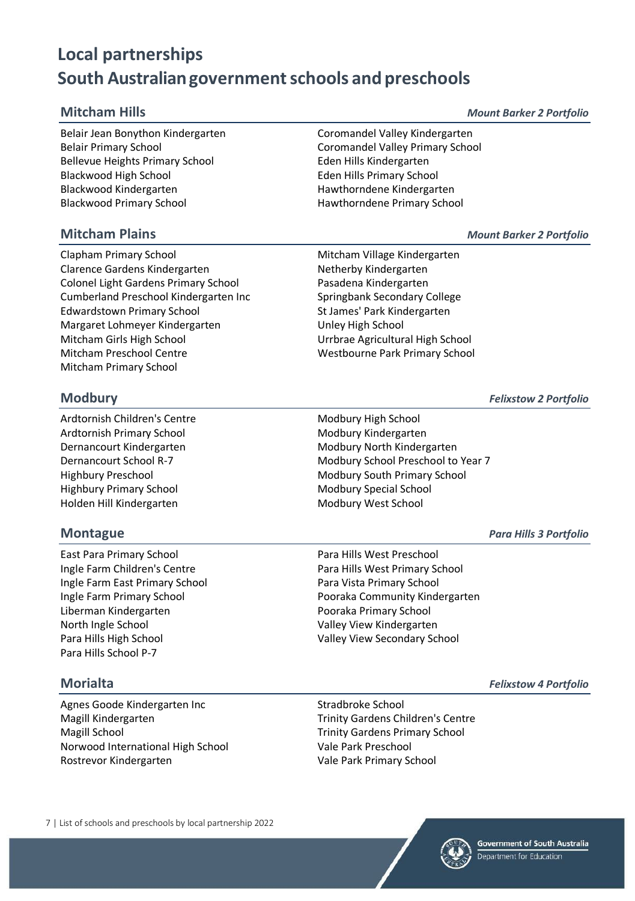# Local partnerships
# South Australian government schools and preschools

## Mitcham Hills

*Mount Barker 2 Portfolio*

Belair Jean Bonython Kindergarten
Belair Primary School
Bellevue Heights Primary School
Blackwood High School
Blackwood Kindergarten
Blackwood Primary School
Coromandel Valley Kindergarten
Coromandel Valley Primary School
Eden Hills Kindergarten
Eden Hills Primary School
Hawthorndene Kindergarten
Hawthorndene Primary School

## Mitcham Plains

*Mount Barker 2 Portfolio*

Clapham Primary School
Clarence Gardens Kindergarten
Colonel Light Gardens Primary School
Cumberland Preschool Kindergarten Inc
Edwardstown Primary School
Margaret Lohmeyer Kindergarten
Mitcham Girls High School
Mitcham Preschool Centre
Mitcham Primary School
Mitcham Village Kindergarten
Netherby Kindergarten
Pasadena Kindergarten
Springbank Secondary College
St James' Park Kindergarten
Unley High School
Urrbrae Agricultural High School
Westbourne Park Primary School

## Modbury

*Felixstow 2 Portfolio*

Ardtornish Children's Centre
Ardtornish Primary School
Dernancourt Kindergarten
Dernancourt School R-7
Highbury Preschool
Highbury Primary School
Holden Hill Kindergarten
Modbury High School
Modbury Kindergarten
Modbury North Kindergarten
Modbury School Preschool to Year 7
Modbury South Primary School
Modbury Special School
Modbury West School

## Montague

*Para Hills 3 Portfolio*

East Para Primary School
Ingle Farm Children's Centre
Ingle Farm East Primary School
Ingle Farm Primary School
Liberman Kindergarten
North Ingle School
Para Hills High School
Para Hills School P-7
Para Hills West Preschool
Para Hills West Primary School
Para Vista Primary School
Pooraka Community Kindergarten
Pooraka Primary School
Valley View Kindergarten
Valley View Secondary School

## Morialta

*Felixstow 4 Portfolio*

Agnes Goode Kindergarten Inc
Magill Kindergarten
Magill School
Norwood International High School
Rostrevor Kindergarten
Stradbroke School
Trinity Gardens Children's Centre
Trinity Gardens Primary School
Vale Park Preschool
Vale Park Primary School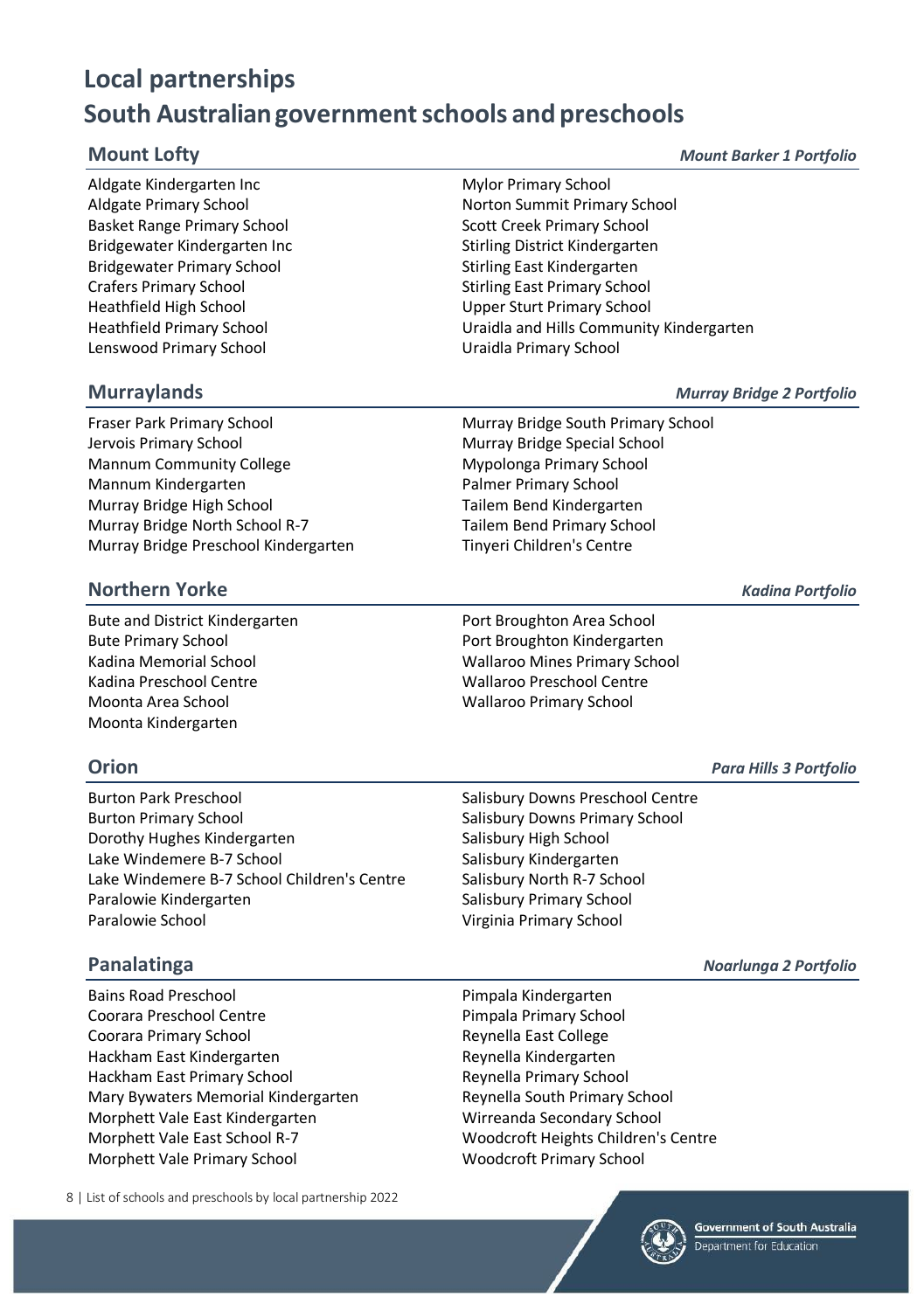# Local partnerships
# South Australian government schools and preschools

## Mount Lofty

*Mount Barker 1 Portfolio*

Aldgate Kindergarten Inc
Aldgate Primary School
Basket Range Primary School
Bridgewater Kindergarten Inc
Bridgewater Primary School
Crafers Primary School
Heathfield High School
Heathfield Primary School
Lenswood Primary School
Mylor Primary School
Norton Summit Primary School
Scott Creek Primary School
Stirling District Kindergarten
Stirling East Kindergarten
Stirling East Primary School
Upper Sturt Primary School
Uraidla and Hills Community Kindergarten
Uraidla Primary School

## Murraylands

*Murray Bridge 2 Portfolio*

Fraser Park Primary School
Jervois Primary School
Mannum Community College
Mannum Kindergarten
Murray Bridge High School
Murray Bridge North School R-7
Murray Bridge Preschool Kindergarten
Murray Bridge South Primary School
Murray Bridge Special School
Mypolonga Primary School
Palmer Primary School
Tailem Bend Kindergarten
Tailem Bend Primary School
Tinyeri Children's Centre

## Northern Yorke

*Kadina Portfolio*

Bute and District Kindergarten
Bute Primary School
Kadina Memorial School
Kadina Preschool Centre
Moonta Area School
Moonta Kindergarten
Port Broughton Area School
Port Broughton Kindergarten
Wallaroo Mines Primary School
Wallaroo Preschool Centre
Wallaroo Primary School

## Orion

*Para Hills 3 Portfolio*

Burton Park Preschool
Burton Primary School
Dorothy Hughes Kindergarten
Lake Windemere B-7 School
Lake Windemere B-7 School Children's Centre
Paralowie Kindergarten
Paralowie School
Salisbury Downs Preschool Centre
Salisbury Downs Primary School
Salisbury High School
Salisbury Kindergarten
Salisbury North R-7 School
Salisbury Primary School
Virginia Primary School

## Panalatinga

*Noarlunga 2 Portfolio*

Bains Road Preschool
Coorara Preschool Centre
Coorara Primary School
Hackham East Kindergarten
Hackham East Primary School
Mary Bywaters Memorial Kindergarten
Morphett Vale East Kindergarten
Morphett Vale East School R-7
Morphett Vale Primary School
Pimpala Kindergarten
Pimpala Primary School
Reynella East College
Reynella Kindergarten
Reynella Primary School
Reynella South Primary School
Wirreanda Secondary School
Woodcroft Heights Children's Centre
Woodcroft Primary School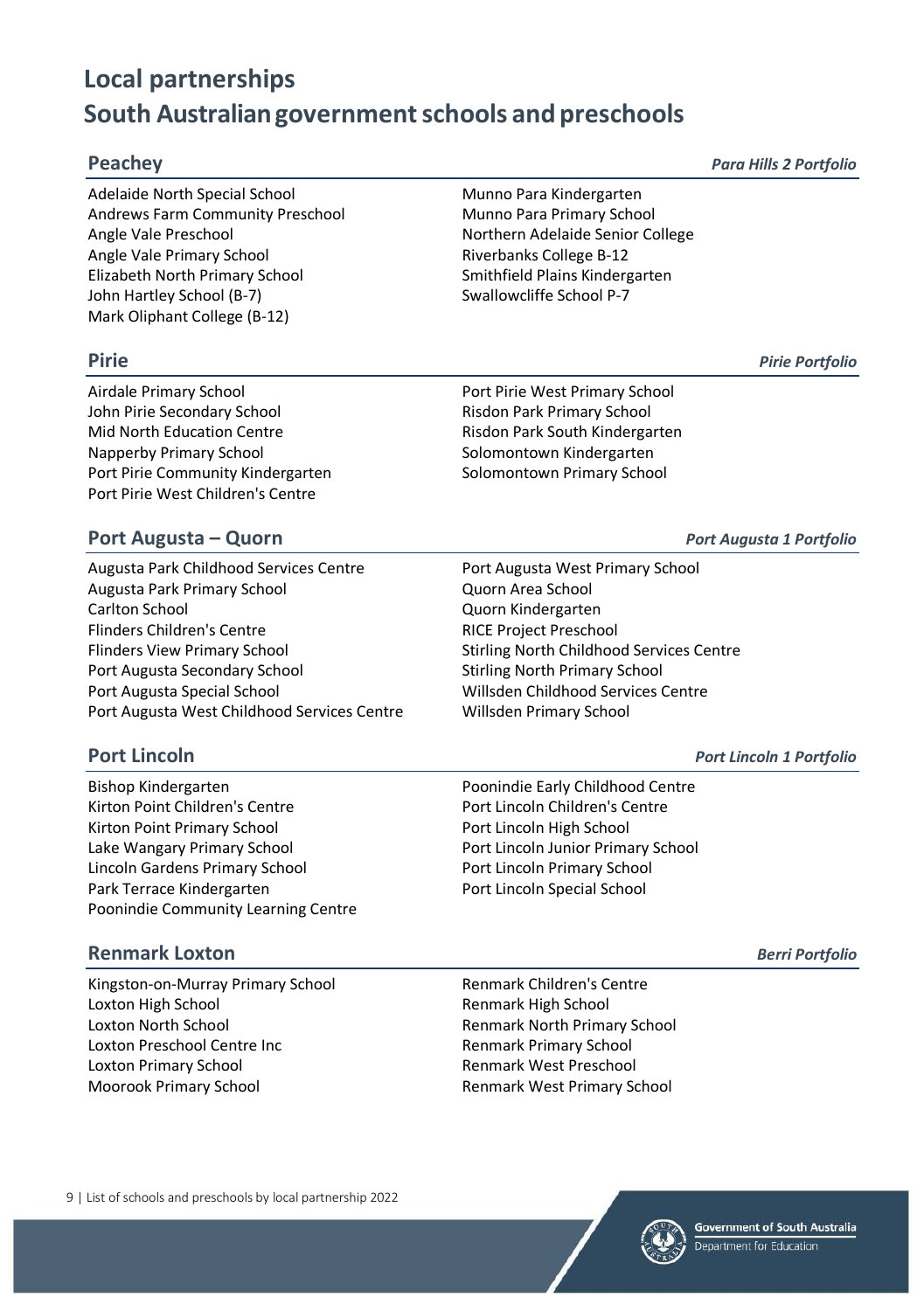# Local partnerships
# South Australian government schools and preschools

## Peachey

*Para Hills 2 Portfolio*

Adelaide North Special School
Andrews Farm Community Preschool
Angle Vale Preschool
Angle Vale Primary School
Elizabeth North Primary School
John Hartley School (B-7)
Mark Oliphant College (B-12)
Munno Para Kindergarten
Munno Para Primary School
Northern Adelaide Senior College
Riverbanks College B-12
Smithfield Plains Kindergarten
Swallowcliffe School P-7

## Pirie

*Pirie Portfolio*

Airdale Primary School
John Pirie Secondary School
Mid North Education Centre
Napperby Primary School
Port Pirie Community Kindergarten
Port Pirie West Children's Centre
Port Pirie West Primary School
Risdon Park Primary School
Risdon Park South Kindergarten
Solomontown Kindergarten
Solomontown Primary School

## Port Augusta – Quorn

*Port Augusta 1 Portfolio*

Augusta Park Childhood Services Centre
Augusta Park Primary School
Carlton School
Flinders Children's Centre
Flinders View Primary School
Port Augusta Secondary School
Port Augusta Special School
Port Augusta West Childhood Services Centre
Port Augusta West Primary School
Quorn Area School
Quorn Kindergarten
RICE Project Preschool
Stirling North Childhood Services Centre
Stirling North Primary School
Willsden Childhood Services Centre
Willsden Primary School

## Port Lincoln

*Port Lincoln 1 Portfolio*

Bishop Kindergarten
Kirton Point Children's Centre
Kirton Point Primary School
Lake Wangary Primary School
Lincoln Gardens Primary School
Park Terrace Kindergarten
Poonindie Community Learning Centre
Poonindie Early Childhood Centre
Port Lincoln Children's Centre
Port Lincoln High School
Port Lincoln Junior Primary School
Port Lincoln Primary School
Port Lincoln Special School

## Renmark Loxton

*Berri Portfolio*

Kingston-on-Murray Primary School
Loxton High School
Loxton North School
Loxton Preschool Centre Inc
Loxton Primary School
Moorook Primary School
Renmark Children's Centre
Renmark High School
Renmark North Primary School
Renmark Primary School
Renmark West Preschool
Renmark West Primary School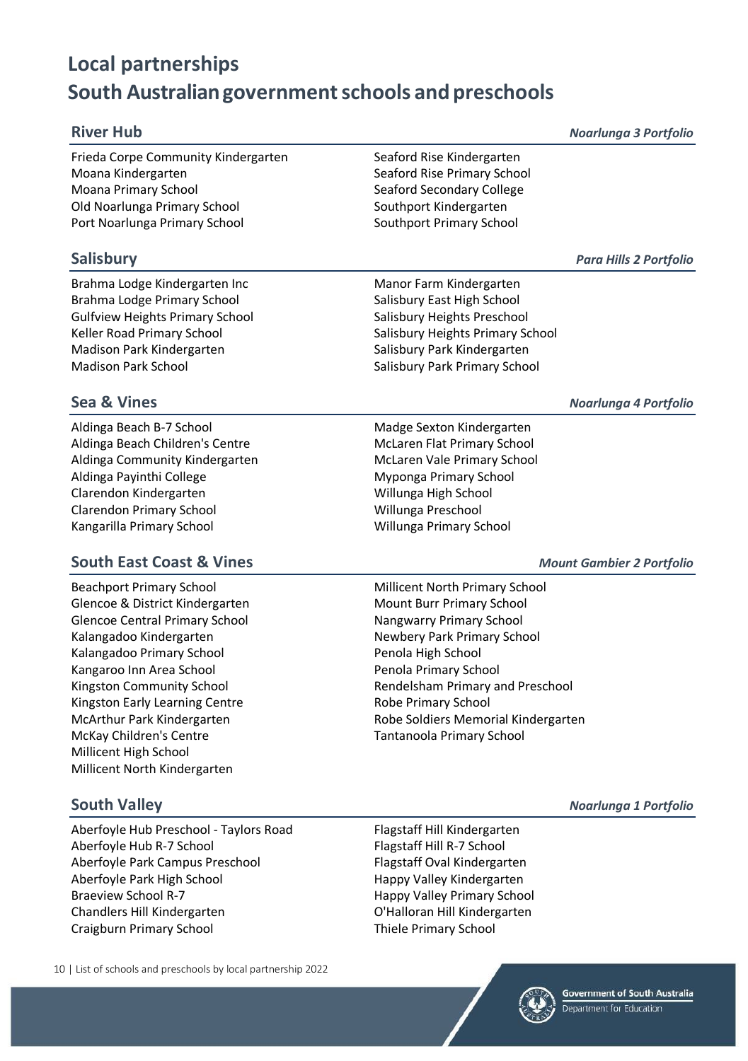# Local partnerships
# South Australian government schools and preschools

## River Hub

*Noarlunga 3 Portfolio*

- Frieda Corpe Community Kindergarten
- Moana Kindergarten
- Moana Primary School
- Old Noarlunga Primary School
- Port Noarlunga Primary School
- Seaford Rise Kindergarten
- Seaford Rise Primary School
- Seaford Secondary College
- Southport Kindergarten
- Southport Primary School

## Salisbury

*Para Hills 2 Portfolio*

- Brahma Lodge Kindergarten Inc
- Brahma Lodge Primary School
- Gulfview Heights Primary School
- Keller Road Primary School
- Madison Park Kindergarten
- Madison Park School
- Manor Farm Kindergarten
- Salisbury East High School
- Salisbury Heights Preschool
- Salisbury Heights Primary School
- Salisbury Park Kindergarten
- Salisbury Park Primary School

## Sea & Vines

*Noarlunga 4 Portfolio*

- Aldinga Beach B-7 School
- Aldinga Beach Children's Centre
- Aldinga Community Kindergarten
- Aldinga Payinthi College
- Clarendon Kindergarten
- Clarendon Primary School
- Kangarilla Primary School
- Madge Sexton Kindergarten
- McLaren Flat Primary School
- McLaren Vale Primary School
- Myponga Primary School
- Willunga High School
- Willunga Preschool
- Willunga Primary School

## South East Coast & Vines

*Mount Gambier 2 Portfolio*

- Beachport Primary School
- Glencoe & District Kindergarten
- Glencoe Central Primary School
- Kalangadoo Kindergarten
- Kalangadoo Primary School
- Kangaroo Inn Area School
- Kingston Community School
- Kingston Early Learning Centre
- McArthur Park Kindergarten
- McKay Children's Centre
- Millicent High School
- Millicent North Kindergarten
- Millicent North Primary School
- Mount Burr Primary School
- Nangwarry Primary School
- Newbery Park Primary School
- Penola High School
- Penola Primary School
- Rendelsham Primary and Preschool
- Robe Primary School
- Robe Soldiers Memorial Kindergarten
- Tantanoola Primary School

## South Valley

*Noarlunga 1 Portfolio*

- Aberfoyle Hub Preschool - Taylors Road
- Aberfoyle Hub R-7 School
- Aberfoyle Park Campus Preschool
- Aberfoyle Park High School
- Braeview School R-7
- Chandlers Hill Kindergarten
- Craigburn Primary School
- Flagstaff Hill Kindergarten
- Flagstaff Hill R-7 School
- Flagstaff Oval Kindergarten
- Happy Valley Kindergarten
- Happy Valley Primary School
- O'Halloran Hill Kindergarten
- Thiele Primary School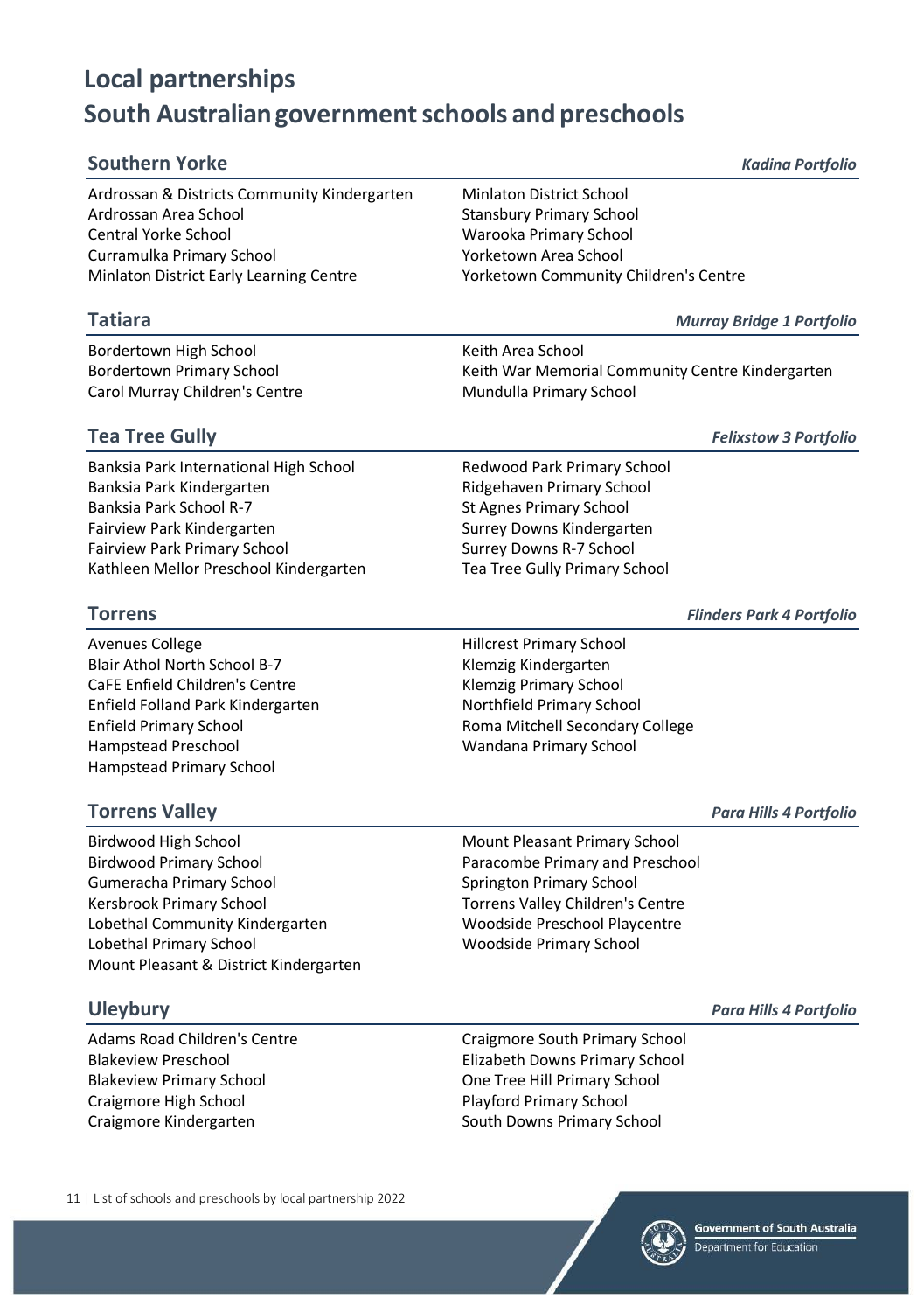# Local partnerships
# South Australian government schools and preschools

## Southern Yorke

*Kadina Portfolio*

Ardrossan & Districts Community Kindergarten
Ardrossan Area School
Central Yorke School
Curramulka Primary School
Minlaton District Early Learning Centre
Minlaton District School
Stansbury Primary School
Warooka Primary School
Yorketown Area School
Yorketown Community Children's Centre

## Tatiara

*Murray Bridge 1 Portfolio*

Bordertown High School
Bordertown Primary School
Carol Murray Children's Centre
Keith Area School
Keith War Memorial Community Centre Kindergarten
Mundulla Primary School

## Tea Tree Gully

*Felixstow 3 Portfolio*

Banksia Park International High School
Banksia Park Kindergarten
Banksia Park School R-7
Fairview Park Kindergarten
Fairview Park Primary School
Kathleen Mellor Preschool Kindergarten
Redwood Park Primary School
Ridgehaven Primary School
St Agnes Primary School
Surrey Downs Kindergarten
Surrey Downs R-7 School
Tea Tree Gully Primary School

## Torrens

*Flinders Park 4 Portfolio*

Avenues College
Blair Athol North School B-7
CaFE Enfield Children's Centre
Enfield Folland Park Kindergarten
Enfield Primary School
Hampstead Preschool
Hampstead Primary School
Hillcrest Primary School
Klemzig Kindergarten
Klemzig Primary School
Northfield Primary School
Roma Mitchell Secondary College
Wandana Primary School

## Torrens Valley

*Para Hills 4 Portfolio*

Birdwood High School
Birdwood Primary School
Gumeracha Primary School
Kersbrook Primary School
Lobethal Community Kindergarten
Lobethal Primary School
Mount Pleasant & District Kindergarten
Mount Pleasant Primary School
Paracombe Primary and Preschool
Springton Primary School
Torrens Valley Children's Centre
Woodside Preschool Playcentre
Woodside Primary School

## Uleybury

*Para Hills 4 Portfolio*

Adams Road Children's Centre
Blakeview Preschool
Blakeview Primary School
Craigmore High School
Craigmore Kindergarten
Craigmore South Primary School
Elizabeth Downs Primary School
One Tree Hill Primary School
Playford Primary School
South Downs Primary School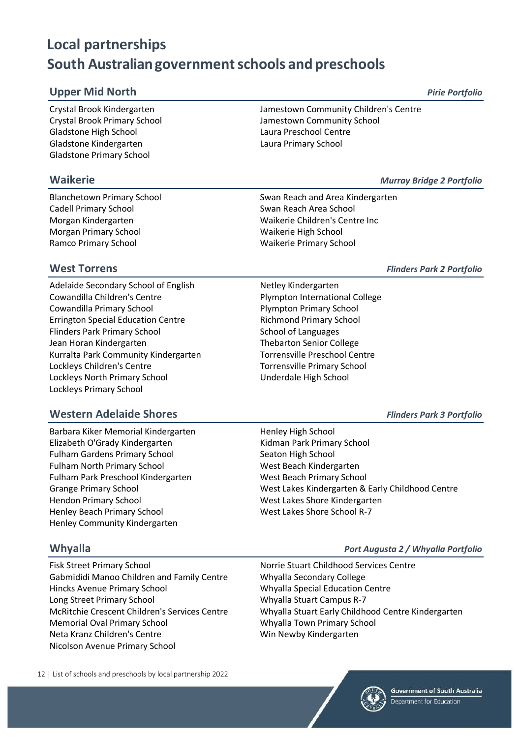# Local partnerships
# South Australian government schools and preschools

## Upper Mid North

*Pirie Portfolio*

- Crystal Brook Kindergarten
- Crystal Brook Primary School
- Gladstone High School
- Gladstone Kindergarten
- Gladstone Primary School
- Jamestown Community Children's Centre
- Jamestown Community School
- Laura Preschool Centre
- Laura Primary School

## Waikerie

*Murray Bridge 2 Portfolio*

- Blanchetown Primary School
- Cadell Primary School
- Morgan Kindergarten
- Morgan Primary School
- Ramco Primary School
- Swan Reach and Area Kindergarten
- Swan Reach Area School
- Waikerie Children's Centre Inc
- Waikerie High School
- Waikerie Primary School

## West Torrens

*Flinders Park 2 Portfolio*

- Adelaide Secondary School of English
- Cowandilla Children's Centre
- Cowandilla Primary School
- Errington Special Education Centre
- Flinders Park Primary School
- Jean Horan Kindergarten
- Kurralta Park Community Kindergarten
- Lockleys Children's Centre
- Lockleys North Primary School
- Lockleys Primary School
- Netley Kindergarten
- Plympton International College
- Plympton Primary School
- Richmond Primary School
- School of Languages
- Thebarton Senior College
- Torrensville Preschool Centre
- Torrensville Primary School
- Underdale High School

## Western Adelaide Shores

*Flinders Park 3 Portfolio*

- Barbara Kiker Memorial Kindergarten
- Elizabeth O'Grady Kindergarten
- Fulham Gardens Primary School
- Fulham North Primary School
- Fulham Park Preschool Kindergarten
- Grange Primary School
- Hendon Primary School
- Henley Beach Primary School
- Henley Community Kindergarten
- Henley High School
- Kidman Park Primary School
- Seaton High School
- West Beach Kindergarten
- West Beach Primary School
- West Lakes Kindergarten & Early Childhood Centre
- West Lakes Shore Kindergarten
- West Lakes Shore School R-7

## Whyalla

*Port Augusta 2 / Whyalla Portfolio*

- Fisk Street Primary School
- Gabmididi Manoo Children and Family Centre
- Hincks Avenue Primary School
- Long Street Primary School
- McRitchie Crescent Children's Services Centre
- Memorial Oval Primary School
- Neta Kranz Children's Centre
- Nicolson Avenue Primary School
- Norrie Stuart Childhood Services Centre
- Whyalla Secondary College
- Whyalla Special Education Centre
- Whyalla Stuart Campus R-7
- Whyalla Stuart Early Childhood Centre Kindergarten
- Whyalla Town Primary School
- Win Newby Kindergarten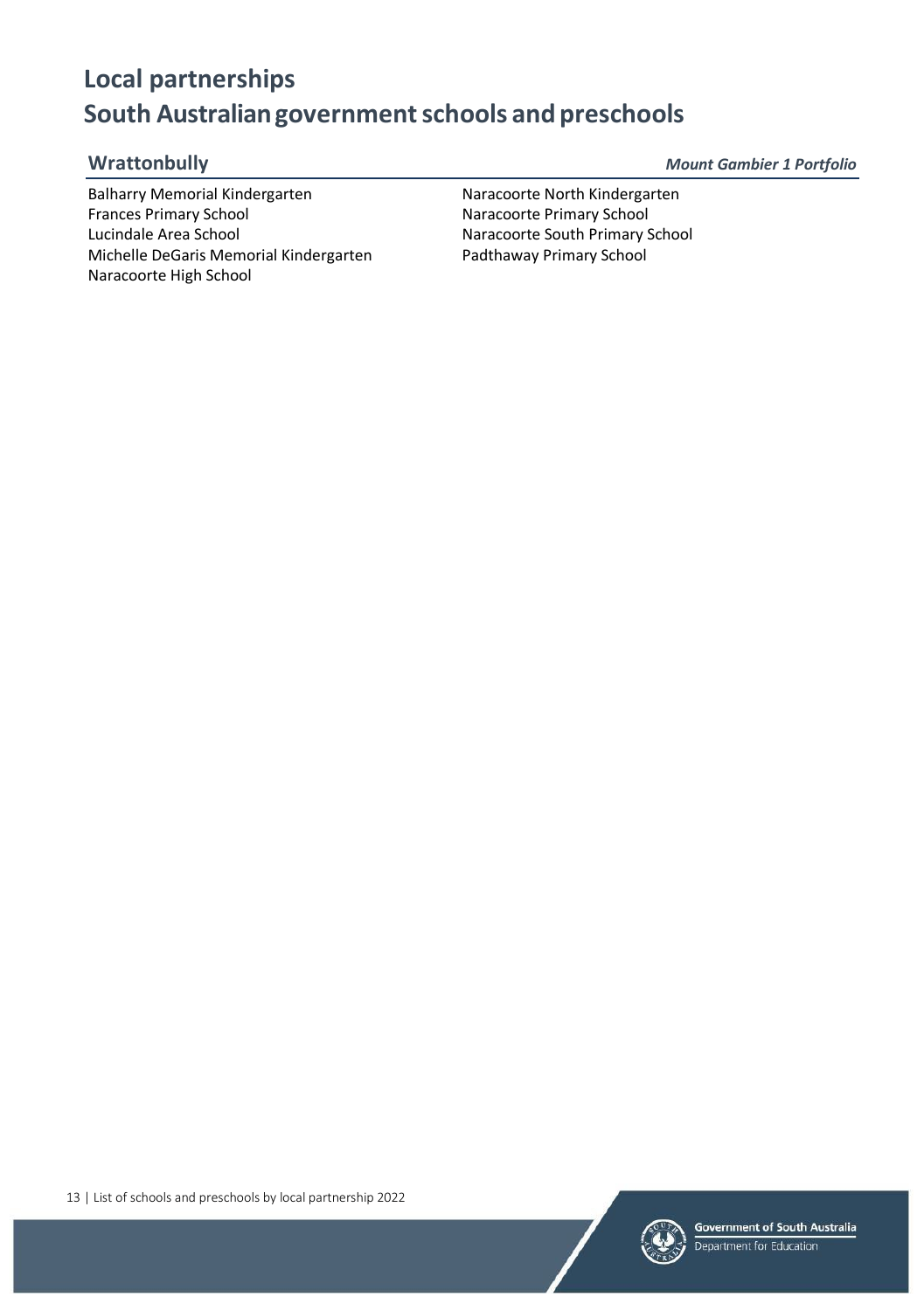# Local partnerships
# South Australian government schools and preschools

## Wrattonbully

*Mount Gambier 1 Portfolio*

Balharry Memorial Kindergarten
Frances Primary School
Lucindale Area School
Michelle DeGaris Memorial Kindergarten
Naracoorte High School
Naracoorte North Kindergarten
Naracoorte Primary School
Naracoorte South Primary School
Padthaway Primary School